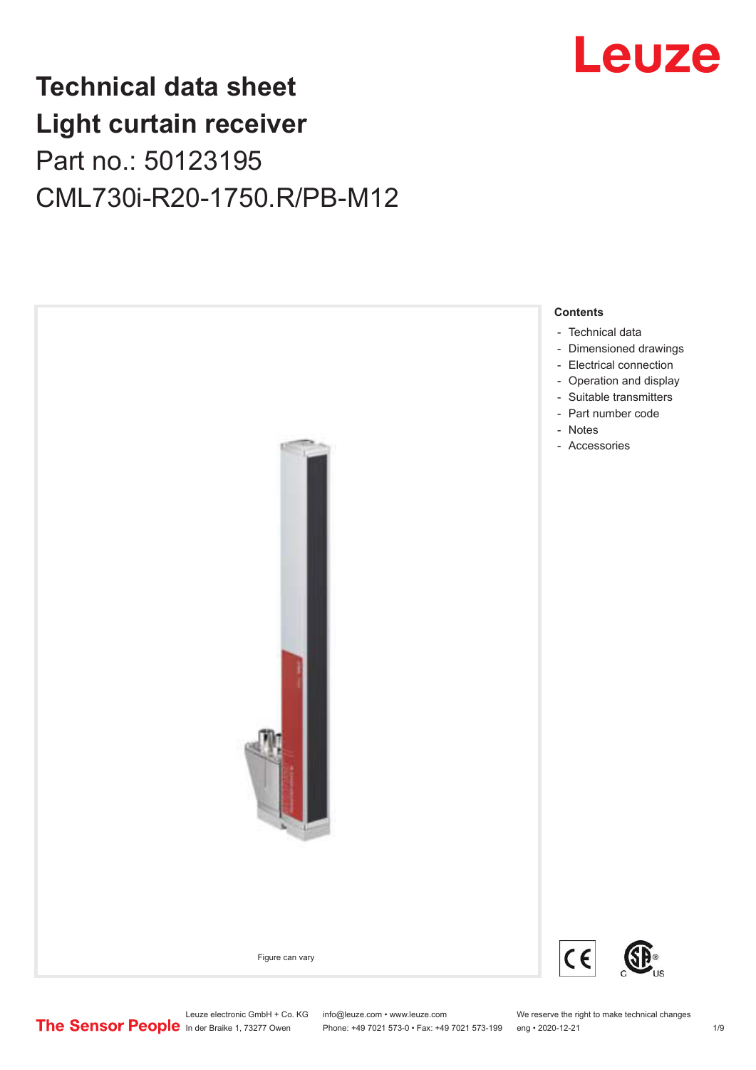# Technical data sheet
# Light curtain receiver

Part no.: 50123195

CML730i-R20-1750.R/PB-M12

Leuze

Figure can vary

**Contents**

- Technical data
- Dimensioned drawings
- Electrical connection
- Operation and display
- Suitable transmitters
- Part number code
- Notes
- Accessories

The Sensor People

Leuze electronic GmbH + Co. KG
In der Braike 1, 73277 Owen

info@leuze.com • www.leuze.com
Phone: +49 7021 573-0 • Fax: +49 7021 573-199

We reserve the right to make technical changes
eng • 2020-12-21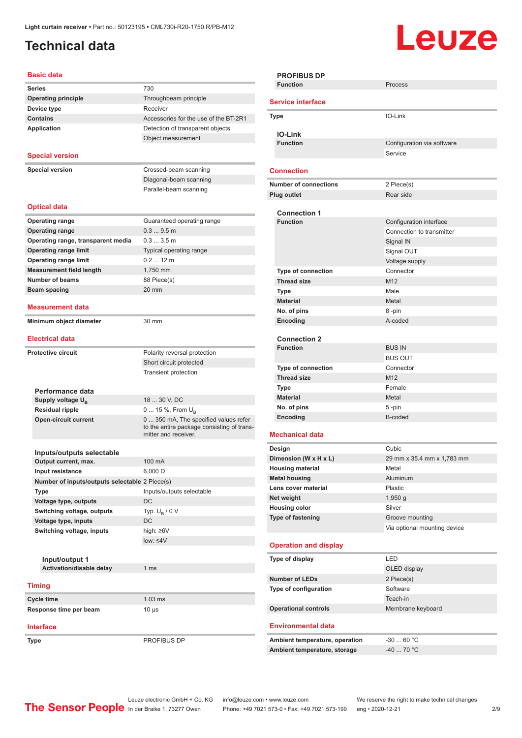# Technical data

## Basic data

| | |
|---|---|
| **Series** | 730 |
| **Operating principle** | Throughbeam principle |
| **Device type** | Receiver |
| **Contains** | Accessories for the use of the BT-2R1 |
| **Application** | Detection of transparent objects |
| | Object measurement |

## Special version

| | |
|---|---|
| **Special version** | Crossed-beam scanning |
| | Diagonal-beam scanning |
| | Parallel-beam scanning |

## Optical data

| | |
|---|---|
| **Operating range** | Guaranteed operating range |
| **Operating range** | 0.3 ... 9.5 m |
| **Operating range, transparent media** | 0.3 ... 3.5 m |
| **Operating range limit** | Typical operating range |
| **Operating range limit** | 0.2 ... 12 m |
| **Measurement field length** | 1,750 mm |
| **Number of beams** | 88 Piece(s) |
| **Beam spacing** | 20 mm |

## Measurement data

| | |
|---|---|
| **Minimum object diameter** | 30 mm |

## Electrical data

| | |
|---|---|
| **Protective circuit** | Polarity reversal protection |
| | Short circuit protected |
| | Transient protection |

### Performance data

| | |
|---|---|
| **Supply voltage $U_B$** | 18 ... 30 V, DC |
| **Residual ripple** | 0 ... 15 %, From $U_B$ |
| **Open-circuit current** | 0 ... 350 mA, The specified values refer to the entire package consisting of transmitter and receiver. |

### Inputs/outputs selectable

| | |
|---|---|
| **Output current, max.** | 100 mA |
| **Input resistance** | 6,000 Ω |
| **Number of inputs/outputs selectable** | 2 Piece(s) |
| **Type** | Inputs/outputs selectable |
| **Voltage type, outputs** | DC |
| **Switching voltage, outputs** | Typ. $U_B$ / 0 V |
| **Voltage type, inputs** | DC |
| **Switching voltage, inputs** | high: ≥6V |
| | low: ≤4V |

#### Input/output 1

| | |
|---|---|
| **Activation/disable delay** | 1 ms |

## Timing

| | |
|---|---|
| **Cycle time** | 1.03 ms |
| **Response time per beam** | 10 µs |

## Interface

| | |
|---|---|
| **Type** | PROFIBUS DP |

### PROFIBUS DP

| | |
|---|---|
| **Function** | Process |

## Service interface

| | |
|---|---|
| **Type** | IO-Link |

### IO-Link

| | |
|---|---|
| **Function** | Configuration via software |
| | Service |

## Connection

| | |
|---|---|
| **Number of connections** | 2 Piece(s) |
| **Plug outlet** | Rear side |

### Connection 1

| | |
|---|---|
| **Function** | Configuration interface |
| | Connection to transmitter |
| | Signal IN |
| | Signal OUT |
| | Voltage supply |
| **Type of connection** | Connector |
| **Thread size** | M12 |
| **Type** | Male |
| **Material** | Metal |
| **No. of pins** | 8 -pin |
| **Encoding** | A-coded |

### Connection 2

| | |
|---|---|
| **Function** | BUS IN |
| | BUS OUT |
| **Type of connection** | Connector |
| **Thread size** | M12 |
| **Type** | Female |
| **Material** | Metal |
| **No. of pins** | 5 -pin |
| **Encoding** | B-coded |

## Mechanical data

| | |
|---|---|
| **Design** | Cubic |
| **Dimension (W x H x L)** | 29 mm x 35.4 mm x 1,783 mm |
| **Housing material** | Metal |
| **Metal housing** | Aluminum |
| **Lens cover material** | Plastic |
| **Net weight** | 1,950 g |
| **Housing color** | Silver |
| **Type of fastening** | Groove mounting |
| | Via optional mounting device |

## Operation and display

| | |
|---|---|
| **Type of display** | LED |
| | OLED display |
| **Number of LEDs** | 2 Piece(s) |
| **Type of configuration** | Software |
| | Teach-in |
| **Operational controls** | Membrane keyboard |

## Environmental data

| | |
|---|---|
| **Ambient temperature, operation** | -30 ... 60 °C |
| **Ambient temperature, storage** | -40 ... 70 °C |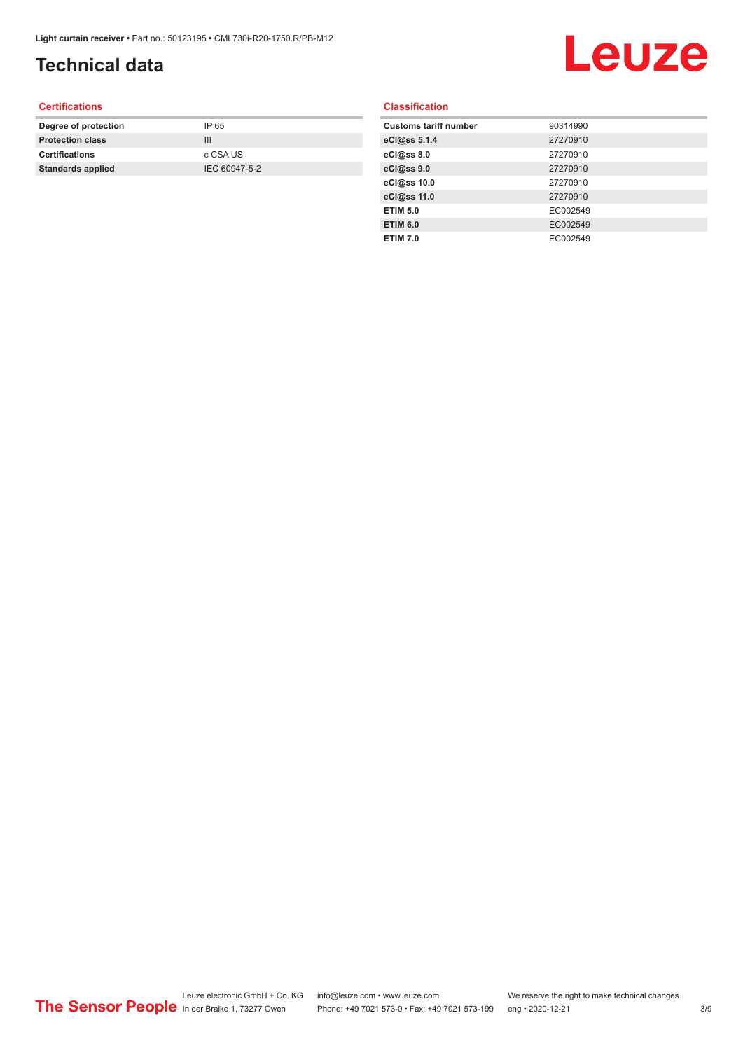# Technical data

## Certifications

| Degree of protection | IP 65 |
|---|---|
| Protection class | III |
| Certifications | c CSA US |
| Standards applied | IEC 60947-5-2 |

## Classification

| Customs tariff number | 90314990 |
|---|---|
| eCl@ss 5.1.4 | 27270910 |
| eCl@ss 8.0 | 27270910 |
| eCl@ss 9.0 | 27270910 |
| eCl@ss 10.0 | 27270910 |
| eCl@ss 11.0 | 27270910 |
| ETIM 5.0 | EC002549 |
| ETIM 6.0 | EC002549 |
| ETIM 7.0 | EC002549 |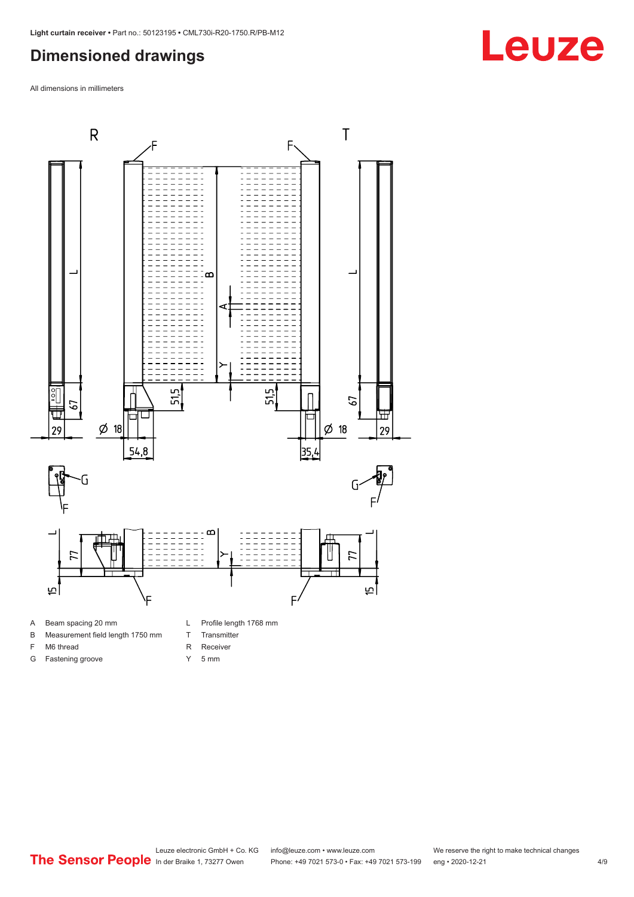## Dimensioned drawings

All dimensions in millimeters

| | | | |
|---|---|---|---|
| A | Beam spacing 20 mm | L | Profile length 1768 mm |
| B | Measurement field length 1750 mm | T | Transmitter |
| F | M6 thread | R | Receiver |
| G | Fastening groove | Y | 5 mm |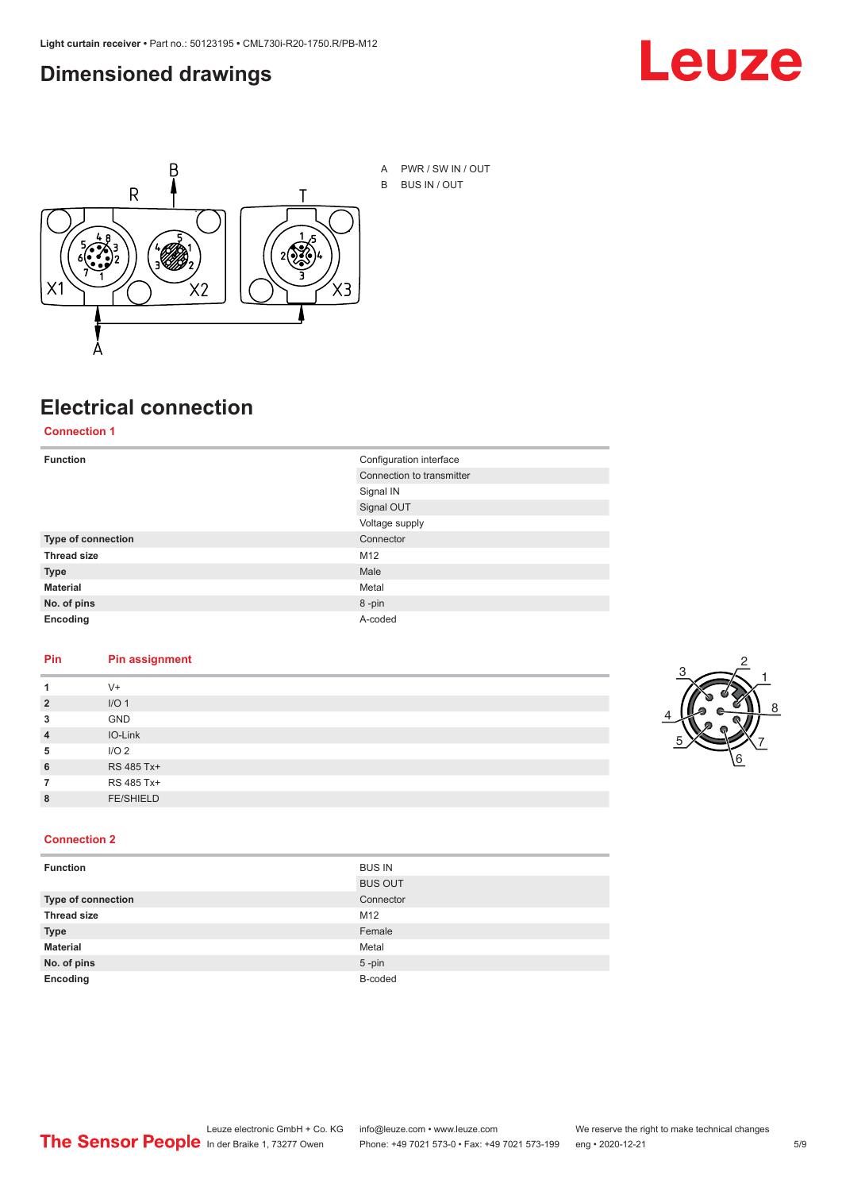## Dimensioned drawings

A PWR / SW IN / OUT

B BUS IN / OUT

## Electrical connection

### Connection 1

| | |
|---|---|
| **Function** | Configuration interface |
| | Connection to transmitter |
| | Signal IN |
| | Signal OUT |
| | Voltage supply |
| **Type of connection** | Connector |
| **Thread size** | M12 |
| **Type** | Male |
| **Material** | Metal |
| **No. of pins** | 8 -pin |
| **Encoding** | A-coded |

| Pin | Pin assignment |
|---|---|
| **1** | V+ |
| **2** | I/O 1 |
| **3** | GND |
| **4** | IO-Link |
| **5** | I/O 2 |
| **6** | RS 485 Tx+ |
| **7** | RS 485 Tx+ |
| **8** | FE/SHIELD |

### Connection 2

| | |
|---|---|
| **Function** | BUS IN |
| | BUS OUT |
| **Type of connection** | Connector |
| **Thread size** | M12 |
| **Type** | Female |
| **Material** | Metal |
| **No. of pins** | 5 -pin |
| **Encoding** | B-coded |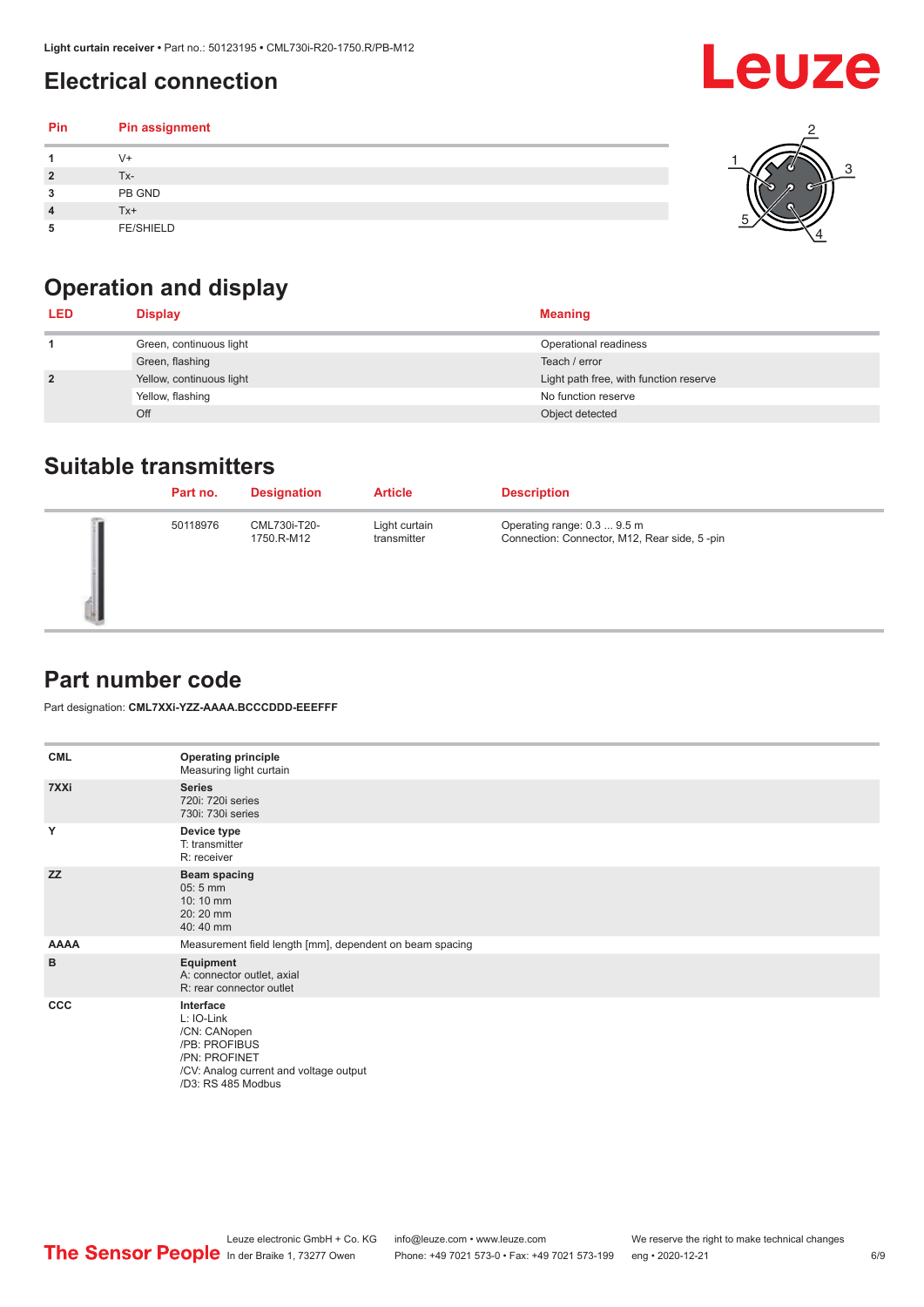## Electrical connection

| Pin | Pin assignment |
|---|---|
| 1 | V+ |
| 2 | Tx- |
| 3 | PB GND |
| 4 | Tx+ |
| 5 | FE/SHIELD |

## Operation and display

| LED | Display | Meaning |
|---|---|---|
| 1 | Green, continuous light | Operational readiness |
| | Green, flashing | Teach / error |
| 2 | Yellow, continuous light | Light path free, with function reserve |
| | Yellow, flashing | No function reserve |
| | Off | Object detected |

## Suitable transmitters

| Part no. | Designation | Article | Description |
|---|---|---|---|
| 50118976 | CML730i-T20-1750.R-M12 | Light curtain transmitter | Operating range: 0.3 ... 9.5 m<br>Connection: Connector, M12, Rear side, 5 -pin |

## Part number code

Part designation: **CML7XXi-YZZ-AAAA.BCCCDDD-EEEFFF**

| | |
|---|---|
| **CML** | **Operating principle**<br>Measuring light curtain |
| **7XXi** | **Series**<br>720i: 720i series<br>730i: 730i series |
| **Y** | **Device type**<br>T: transmitter<br>R: receiver |
| **ZZ** | **Beam spacing**<br>05: 5 mm<br>10: 10 mm<br>20: 20 mm<br>40: 40 mm |
| **AAAA** | Measurement field length [mm], dependent on beam spacing |
| **B** | **Equipment**<br>A: connector outlet, axial<br>R: rear connector outlet |
| **CCC** | **Interface**<br>L: IO-Link<br>/CN: CANopen<br>/PB: PROFIBUS<br>/PN: PROFINET<br>/CV: Analog current and voltage output<br>/D3: RS 485 Modbus |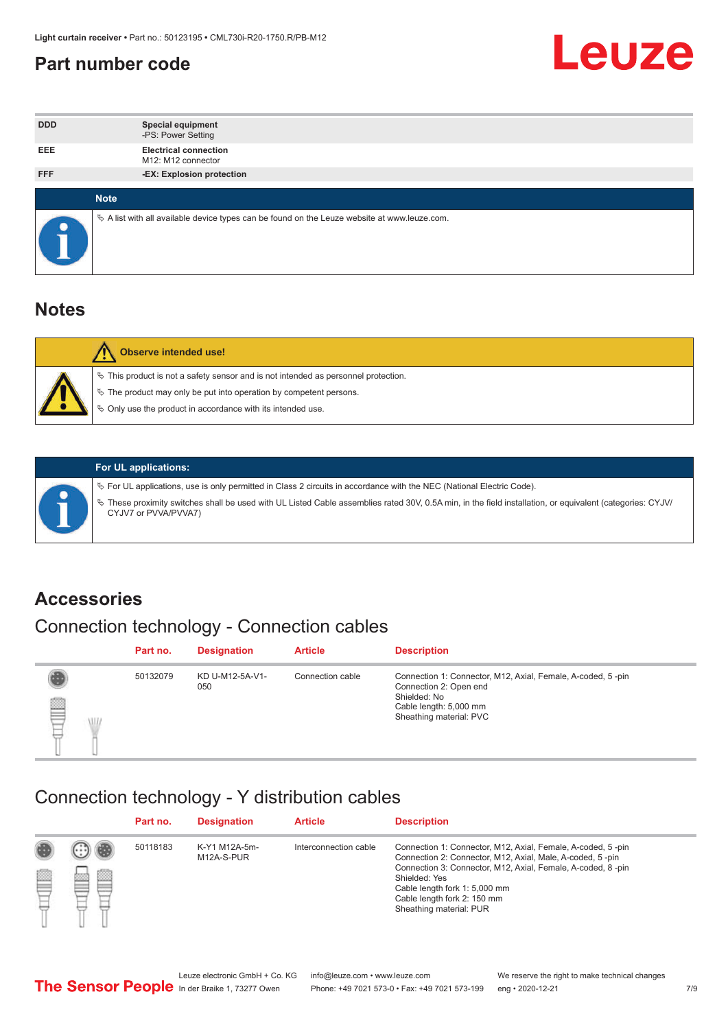## Part number code

| | |
|---|---|
| DDD | **Special equipment**<br>-PS: Power Setting |
| EEE | **Electrical connection**<br>M12: M12 connector |
| FFF | **-EX: Explosion protection** |

**Note**

- A list with all available device types can be found on the Leuze website at www.leuze.com.

## Notes

**Observe intended use!**

- This product is not a safety sensor and is not intended as personnel protection.
- The product may only be put into operation by competent persons.
- Only use the product in accordance with its intended use.

**For UL applications:**

- For UL applications, use is only permitted in Class 2 circuits in accordance with the NEC (National Electric Code).
- These proximity switches shall be used with UL Listed Cable assemblies rated 30V, 0.5A min, in the field installation, or equivalent (categories: CYJV/CYJV7 or PVVA/PVVA7)

## Accessories

### Connection technology - Connection cables

| Part no. | Designation | Article | Description |
|---|---|---|---|
| 50132079 | KD U-M12-5A-V1-050 | Connection cable | Connection 1: Connector, M12, Axial, Female, A-coded, 5 -pin<br>Connection 2: Open end<br>Shielded: No<br>Cable length: 5,000 mm<br>Sheathing material: PVC |

### Connection technology - Y distribution cables

| Part no. | Designation | Article | Description |
|---|---|---|---|
| 50118183 | K-Y1 M12A-5m-M12A-S-PUR | Interconnection cable | Connection 1: Connector, M12, Axial, Female, A-coded, 5 -pin<br>Connection 2: Connector, M12, Axial, Male, A-coded, 5 -pin<br>Connection 3: Connector, M12, Axial, Female, A-coded, 8 -pin<br>Shielded: Yes<br>Cable length fork 1: 5,000 mm<br>Cable length fork 2: 150 mm<br>Sheathing material: PUR |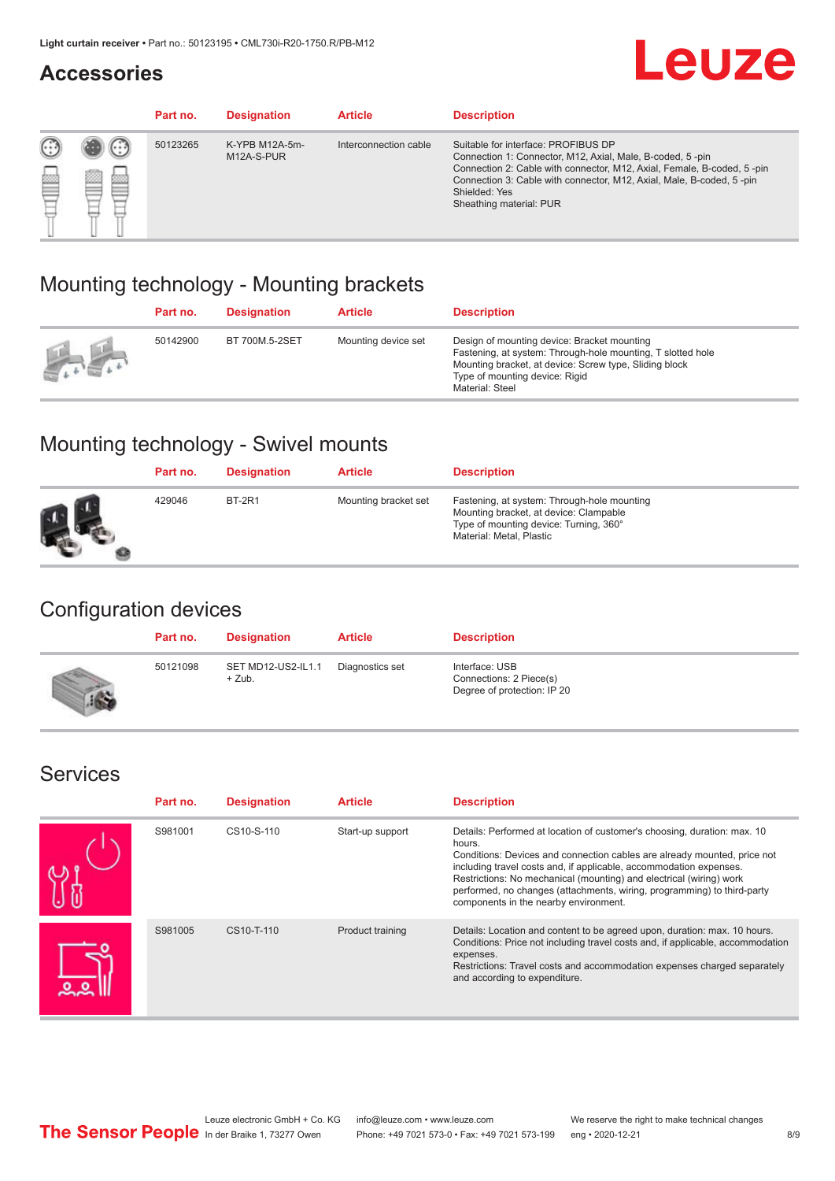## Accessories

| Part no. | Designation | Article | Description |
|---|---|---|---|
| 50123265 | K-YPB M12A-5m-M12A-S-PUR | Interconnection cable | Suitable for interface: PROFIBUS DP<br>Connection 1: Connector, M12, Axial, Male, B-coded, 5 -pin<br>Connection 2: Cable with connector, M12, Axial, Female, B-coded, 5 -pin<br>Connection 3: Cable with connector, M12, Axial, Male, B-coded, 5 -pin<br>Shielded: Yes<br>Sheathing material: PUR |

## Mounting technology - Mounting brackets

| Part no. | Designation | Article | Description |
|---|---|---|---|
| 50142900 | BT 700M.5-2SET | Mounting device set | Design of mounting device: Bracket mounting<br>Fastening, at system: Through-hole mounting, T slotted hole<br>Mounting bracket, at device: Screw type, Sliding block<br>Type of mounting device: Rigid<br>Material: Steel |

## Mounting technology - Swivel mounts

| Part no. | Designation | Article | Description |
|---|---|---|---|
| 429046 | BT-2R1 | Mounting bracket set | Fastening, at system: Through-hole mounting<br>Mounting bracket, at device: Clampable<br>Type of mounting device: Turning, 360°<br>Material: Metal, Plastic |

## Configuration devices

| Part no. | Designation | Article | Description |
|---|---|---|---|
| 50121098 | SET MD12-US2-IL1.1 + Zub. | Diagnostics set | Interface: USB<br>Connections: 2 Piece(s)<br>Degree of protection: IP 20 |

## Services

| Part no. | Designation | Article | Description |
|---|---|---|---|
| S981001 | CS10-S-110 | Start-up support | Details: Performed at location of customer's choosing, duration: max. 10 hours.<br>Conditions: Devices and connection cables are already mounted, price not including travel costs and, if applicable, accommodation expenses.<br>Restrictions: No mechanical (mounting) and electrical (wiring) work performed, no changes (attachments, wiring, programming) to third-party components in the nearby environment. |
| S981005 | CS10-T-110 | Product training | Details: Location and content to be agreed upon, duration: max. 10 hours.<br>Conditions: Price not including travel costs and, if applicable, accommodation expenses.<br>Restrictions: Travel costs and accommodation expenses charged separately and according to expenditure. |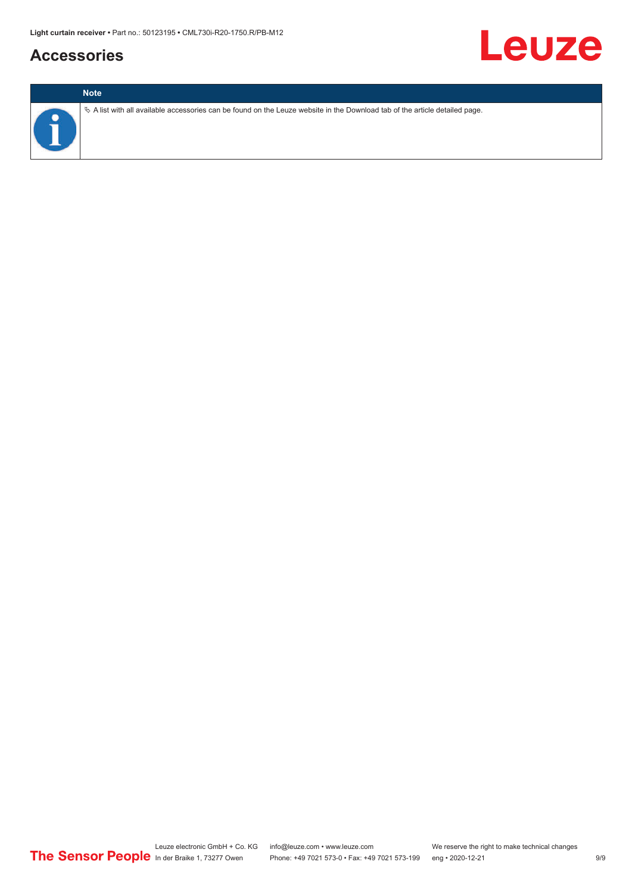## Accessories

| | Note |
|---|---|
| | ✎ A list with all available accessories can be found on the Leuze website in the Download tab of the article detailed page. |